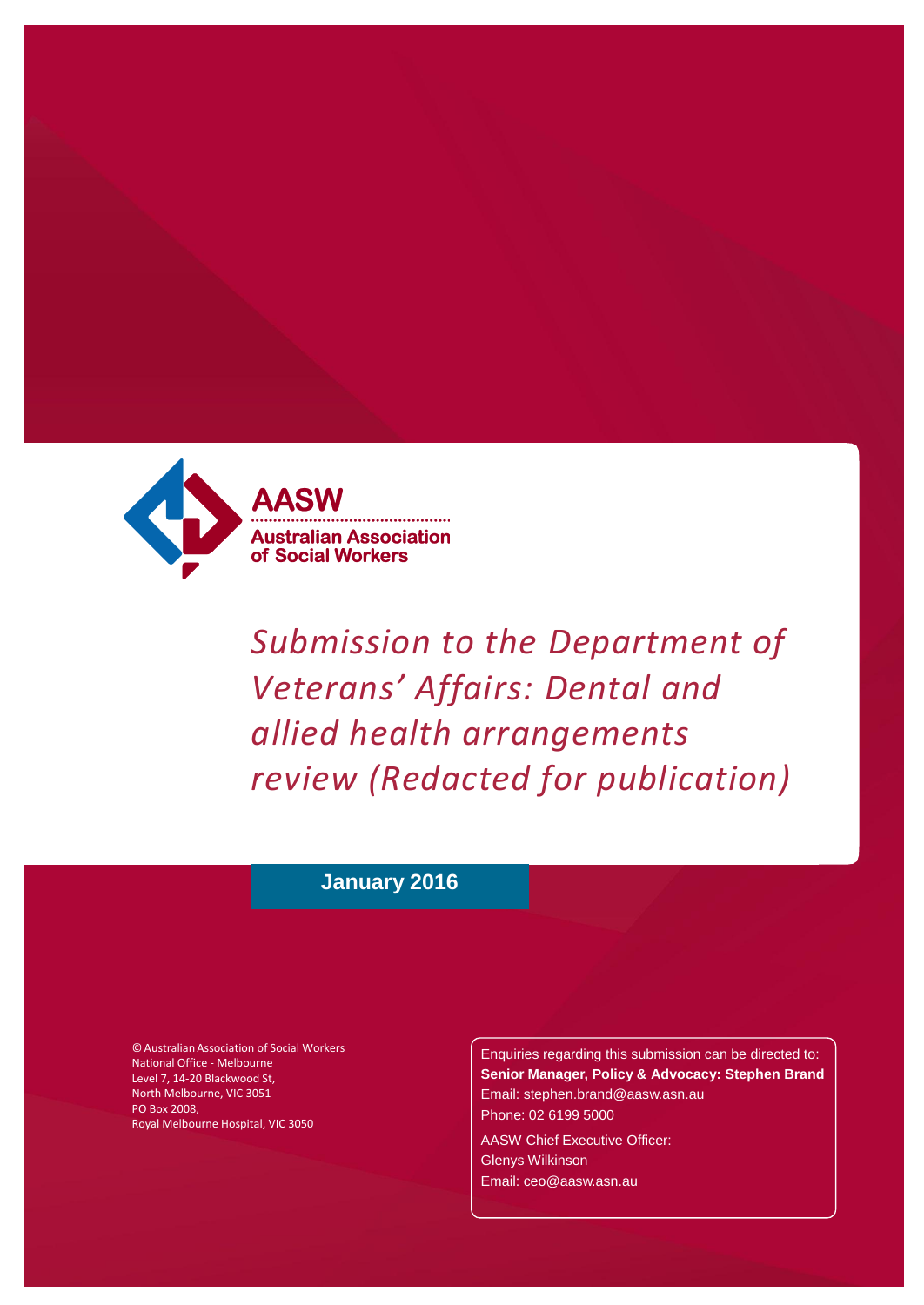AASW

Australian Association of Social Workers

# *Submission to the Department of Veterans' Affairs: Dental and allied health arrangements review (Redacted for publication)*

**January 2016**

© Australian Association of Social Workers
National Office - Melbourne
Level 7, 14-20 Blackwood St,
North Melbourne, VIC 3051
PO Box 2008,
Royal Melbourne Hospital, VIC 3050

Enquiries regarding this submission can be directed to:
**Senior Manager, Policy & Advocacy: Stephen Brand**
Email: stephen.brand@aasw.asn.au
Phone: 02 6199 5000

AASW Chief Executive Officer:
Glenys Wilkinson
Email: ceo@aasw.asn.au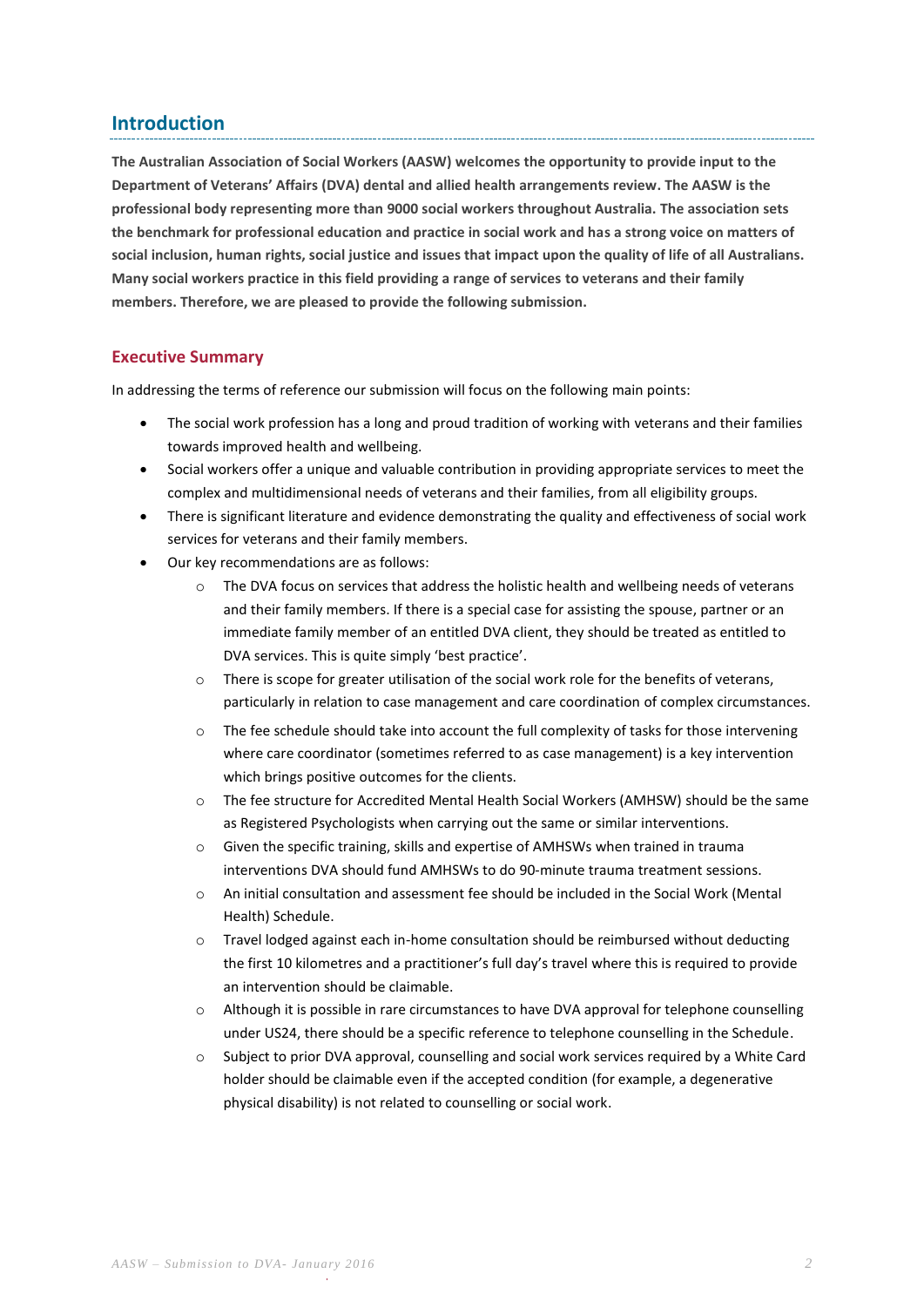## Introduction

**The Australian Association of Social Workers (AASW) welcomes the opportunity to provide input to the Department of Veterans' Affairs (DVA) dental and allied health arrangements review. The AASW is the professional body representing more than 9000 social workers throughout Australia. The association sets the benchmark for professional education and practice in social work and has a strong voice on matters of social inclusion, human rights, social justice and issues that impact upon the quality of life of all Australians. Many social workers practice in this field providing a range of services to veterans and their family members. Therefore, we are pleased to provide the following submission.**

### Executive Summary

In addressing the terms of reference our submission will focus on the following main points:

- The social work profession has a long and proud tradition of working with veterans and their families towards improved health and wellbeing.
- Social workers offer a unique and valuable contribution in providing appropriate services to meet the complex and multidimensional needs of veterans and their families, from all eligibility groups.
- There is significant literature and evidence demonstrating the quality and effectiveness of social work services for veterans and their family members.
- Our key recommendations are as follows:
    - The DVA focus on services that address the holistic health and wellbeing needs of veterans and their family members. If there is a special case for assisting the spouse, partner or an immediate family member of an entitled DVA client, they should be treated as entitled to DVA services. This is quite simply 'best practice'.
    - There is scope for greater utilisation of the social work role for the benefits of veterans, particularly in relation to case management and care coordination of complex circumstances.
    - The fee schedule should take into account the full complexity of tasks for those intervening where care coordinator (sometimes referred to as case management) is a key intervention which brings positive outcomes for the clients.
    - The fee structure for Accredited Mental Health Social Workers (AMHSW) should be the same as Registered Psychologists when carrying out the same or similar interventions.
    - Given the specific training, skills and expertise of AMHSWs when trained in trauma interventions DVA should fund AMHSWs to do 90-minute trauma treatment sessions.
    - An initial consultation and assessment fee should be included in the Social Work (Mental Health) Schedule.
    - Travel lodged against each in-home consultation should be reimbursed without deducting the first 10 kilometres and a practitioner's full day's travel where this is required to provide an intervention should be claimable.
    - Although it is possible in rare circumstances to have DVA approval for telephone counselling under US24, there should be a specific reference to telephone counselling in the Schedule.
    - Subject to prior DVA approval, counselling and social work services required by a White Card holder should be claimable even if the accepted condition (for example, a degenerative physical disability) is not related to counselling or social work.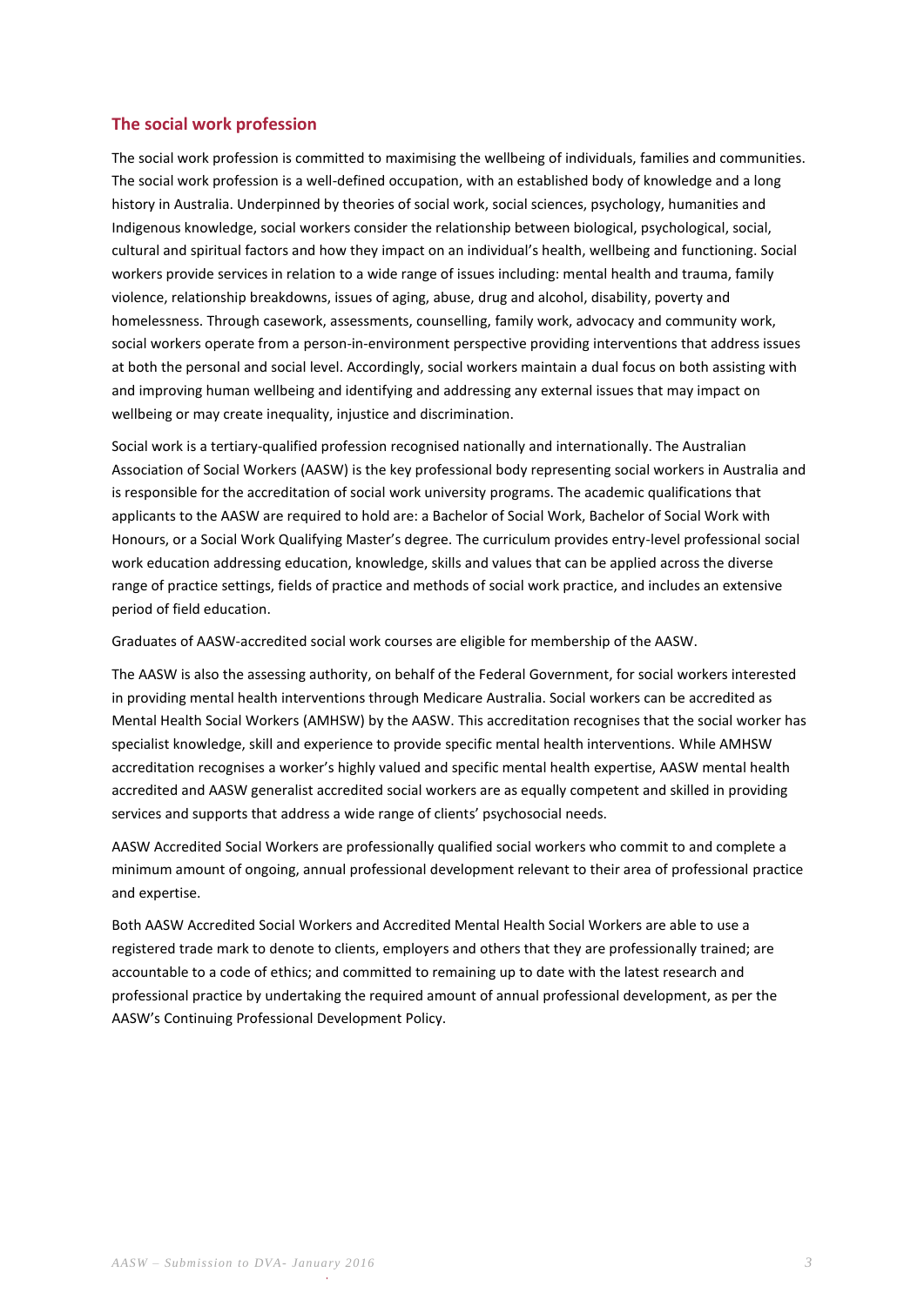## The social work profession

The social work profession is committed to maximising the wellbeing of individuals, families and communities. The social work profession is a well-defined occupation, with an established body of knowledge and a long history in Australia. Underpinned by theories of social work, social sciences, psychology, humanities and Indigenous knowledge, social workers consider the relationship between biological, psychological, social, cultural and spiritual factors and how they impact on an individual's health, wellbeing and functioning. Social workers provide services in relation to a wide range of issues including: mental health and trauma, family violence, relationship breakdowns, issues of aging, abuse, drug and alcohol, disability, poverty and homelessness. Through casework, assessments, counselling, family work, advocacy and community work, social workers operate from a person-in-environment perspective providing interventions that address issues at both the personal and social level. Accordingly, social workers maintain a dual focus on both assisting with and improving human wellbeing and identifying and addressing any external issues that may impact on wellbeing or may create inequality, injustice and discrimination.

Social work is a tertiary-qualified profession recognised nationally and internationally. The Australian Association of Social Workers (AASW) is the key professional body representing social workers in Australia and is responsible for the accreditation of social work university programs. The academic qualifications that applicants to the AASW are required to hold are: a Bachelor of Social Work, Bachelor of Social Work with Honours, or a Social Work Qualifying Master's degree. The curriculum provides entry-level professional social work education addressing education, knowledge, skills and values that can be applied across the diverse range of practice settings, fields of practice and methods of social work practice, and includes an extensive period of field education.

Graduates of AASW-accredited social work courses are eligible for membership of the AASW.

The AASW is also the assessing authority, on behalf of the Federal Government, for social workers interested in providing mental health interventions through Medicare Australia. Social workers can be accredited as Mental Health Social Workers (AMHSW) by the AASW. This accreditation recognises that the social worker has specialist knowledge, skill and experience to provide specific mental health interventions. While AMHSW accreditation recognises a worker's highly valued and specific mental health expertise, AASW mental health accredited and AASW generalist accredited social workers are as equally competent and skilled in providing services and supports that address a wide range of clients' psychosocial needs.

AASW Accredited Social Workers are professionally qualified social workers who commit to and complete a minimum amount of ongoing, annual professional development relevant to their area of professional practice and expertise.

Both AASW Accredited Social Workers and Accredited Mental Health Social Workers are able to use a registered trade mark to denote to clients, employers and others that they are professionally trained; are accountable to a code of ethics; and committed to remaining up to date with the latest research and professional practice by undertaking the required amount of annual professional development, as per the AASW's Continuing Professional Development Policy.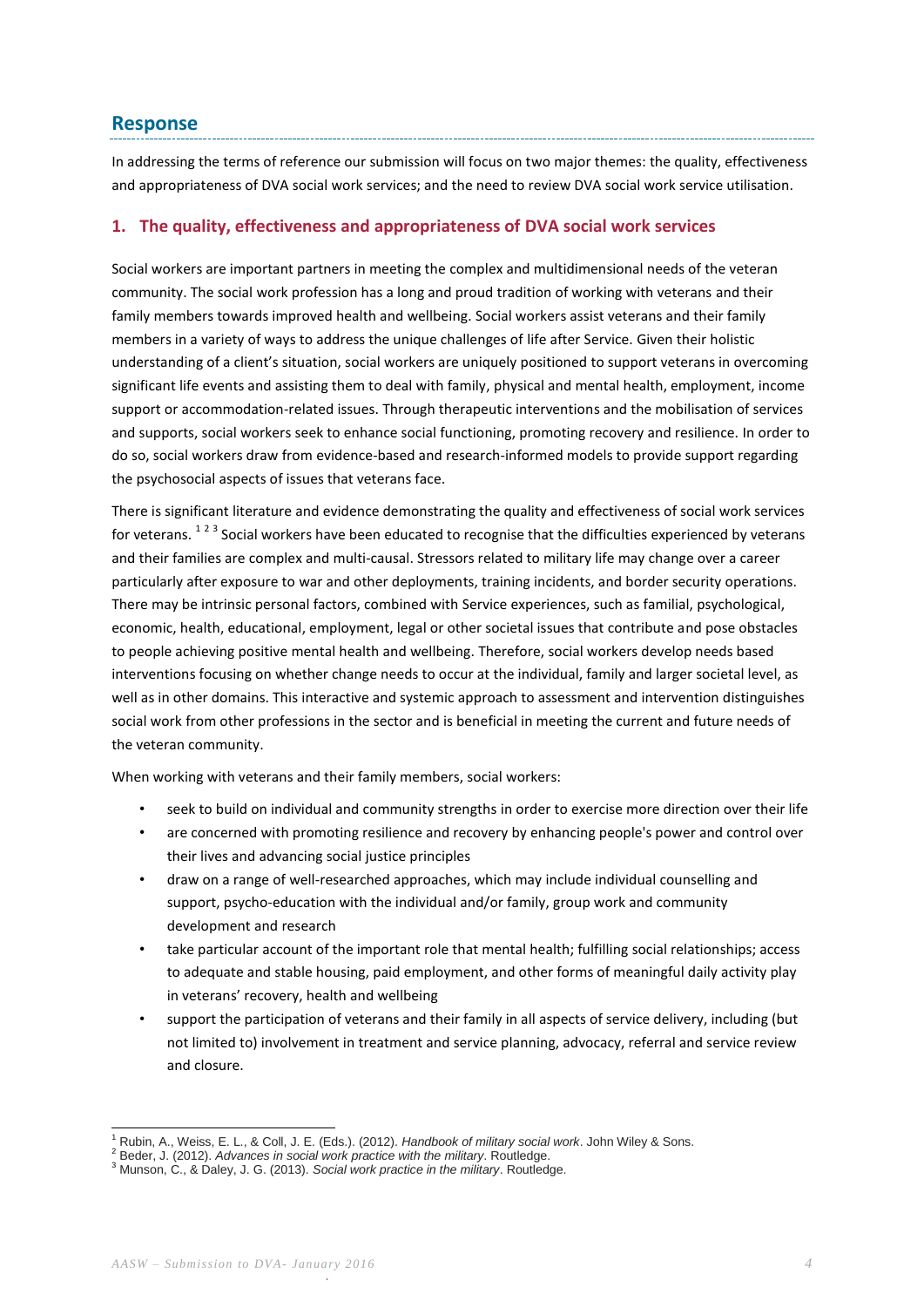## Response

In addressing the terms of reference our submission will focus on two major themes: the quality, effectiveness and appropriateness of DVA social work services; and the need to review DVA social work service utilisation.

### 1. The quality, effectiveness and appropriateness of DVA social work services

Social workers are important partners in meeting the complex and multidimensional needs of the veteran community. The social work profession has a long and proud tradition of working with veterans and their family members towards improved health and wellbeing. Social workers assist veterans and their family members in a variety of ways to address the unique challenges of life after Service. Given their holistic understanding of a client's situation, social workers are uniquely positioned to support veterans in overcoming significant life events and assisting them to deal with family, physical and mental health, employment, income support or accommodation-related issues. Through therapeutic interventions and the mobilisation of services and supports, social workers seek to enhance social functioning, promoting recovery and resilience. In order to do so, social workers draw from evidence-based and research-informed models to provide support regarding the psychosocial aspects of issues that veterans face.

There is significant literature and evidence demonstrating the quality and effectiveness of social work services for veterans. [1] [2] [3] Social workers have been educated to recognise that the difficulties experienced by veterans and their families are complex and multi-causal. Stressors related to military life may change over a career particularly after exposure to war and other deployments, training incidents, and border security operations. There may be intrinsic personal factors, combined with Service experiences, such as familial, psychological, economic, health, educational, employment, legal or other societal issues that contribute and pose obstacles to people achieving positive mental health and wellbeing. Therefore, social workers develop needs based interventions focusing on whether change needs to occur at the individual, family and larger societal level, as well as in other domains. This interactive and systemic approach to assessment and intervention distinguishes social work from other professions in the sector and is beneficial in meeting the current and future needs of the veteran community.

When working with veterans and their family members, social workers:

- seek to build on individual and community strengths in order to exercise more direction over their life
- are concerned with promoting resilience and recovery by enhancing people's power and control over their lives and advancing social justice principles
- draw on a range of well-researched approaches, which may include individual counselling and support, psycho-education with the individual and/or family, group work and community development and research
- take particular account of the important role that mental health; fulfilling social relationships; access to adequate and stable housing, paid employment, and other forms of meaningful daily activity play in veterans' recovery, health and wellbeing
- support the participation of veterans and their family in all aspects of service delivery, including (but not limited to) involvement in treatment and service planning, advocacy, referral and service review and closure.

---

[1] Rubin, A., Weiss, E. L., & Coll, J. E. (Eds.). (2012). *Handbook of military social work*. John Wiley & Sons.
[2] Beder, J. (2012). *Advances in social work practice with the military*. Routledge.
[3] Munson, C., & Daley, J. G. (2013). *Social work practice in the military*. Routledge.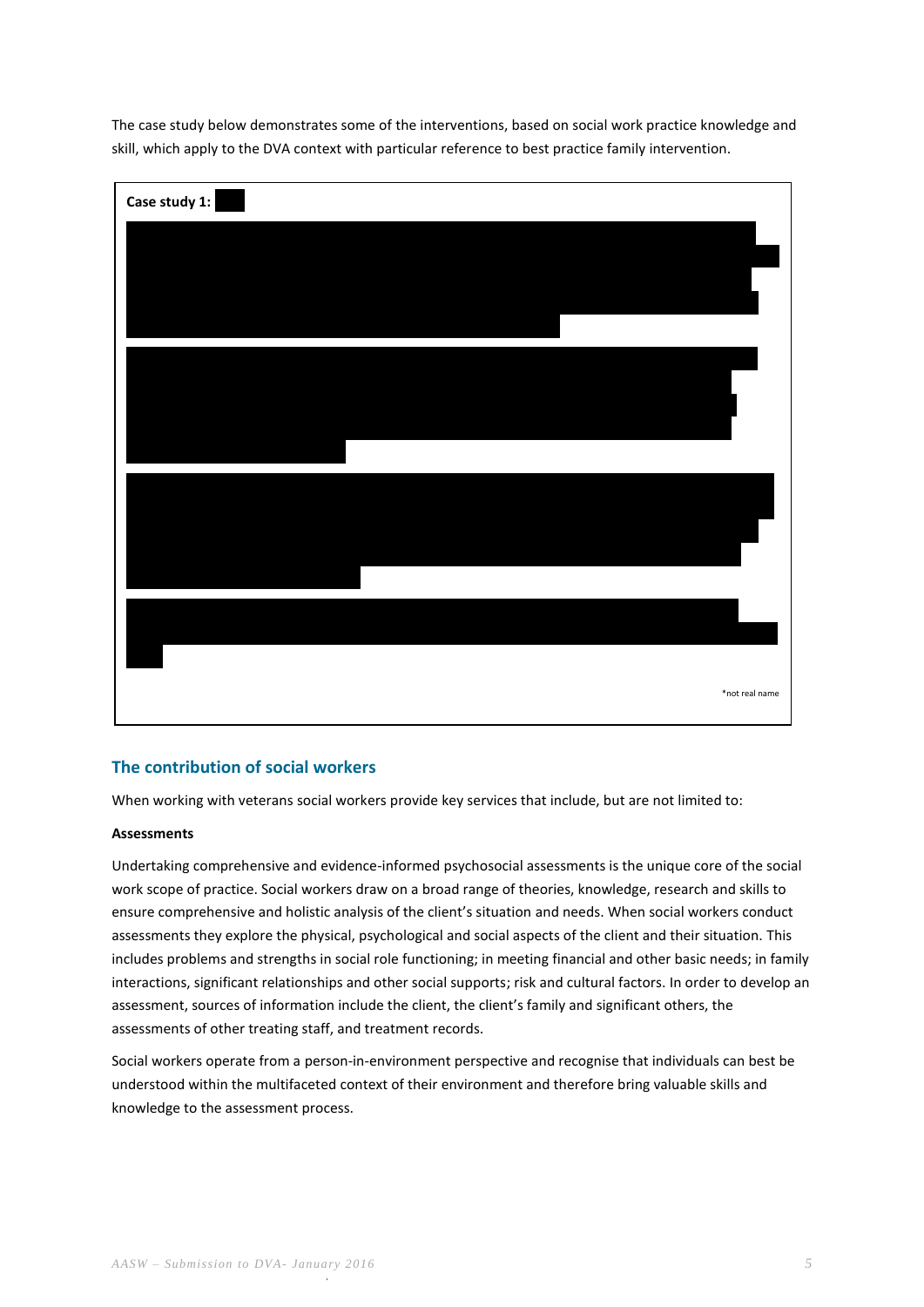The case study below demonstrates some of the interventions, based on social work practice knowledge and skill, which apply to the DVA context with particular reference to best practice family intervention.

**Case study 1:**

*not real name

## The contribution of social workers

When working with veterans social workers provide key services that include, but are not limited to:

**Assessments**

Undertaking comprehensive and evidence-informed psychosocial assessments is the unique core of the social work scope of practice. Social workers draw on a broad range of theories, knowledge, research and skills to ensure comprehensive and holistic analysis of the client's situation and needs. When social workers conduct assessments they explore the physical, psychological and social aspects of the client and their situation. This includes problems and strengths in social role functioning; in meeting financial and other basic needs; in family interactions, significant relationships and other social supports; risk and cultural factors. In order to develop an assessment, sources of information include the client, the client's family and significant others, the assessments of other treating staff, and treatment records.

Social workers operate from a person-in-environment perspective and recognise that individuals can best be understood within the multifaceted context of their environment and therefore bring valuable skills and knowledge to the assessment process.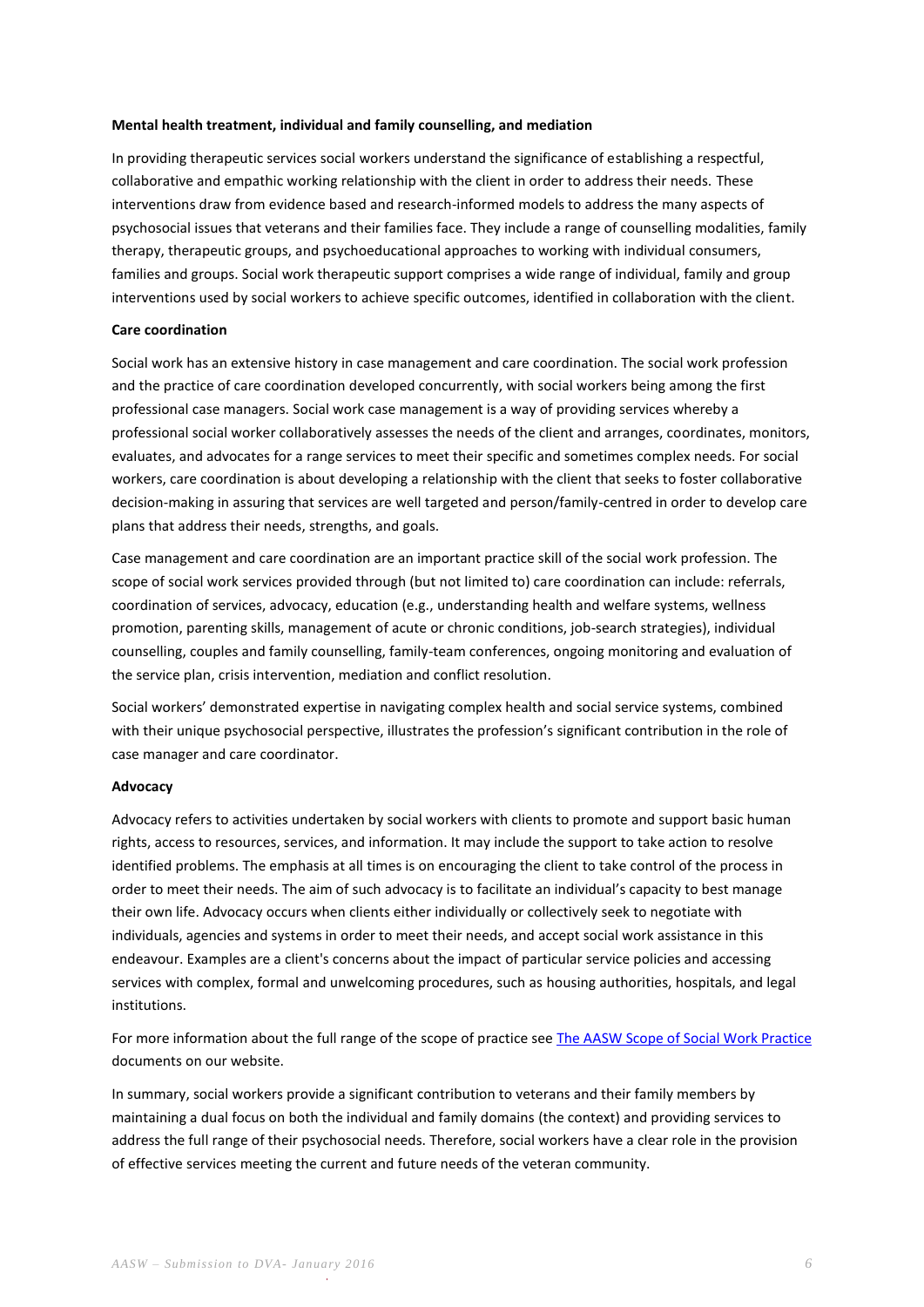**Mental health treatment, individual and family counselling, and mediation**

In providing therapeutic services social workers understand the significance of establishing a respectful, collaborative and empathic working relationship with the client in order to address their needs. These interventions draw from evidence based and research-informed models to address the many aspects of psychosocial issues that veterans and their families face. They include a range of counselling modalities, family therapy, therapeutic groups, and psychoeducational approaches to working with individual consumers, families and groups. Social work therapeutic support comprises a wide range of individual, family and group interventions used by social workers to achieve specific outcomes, identified in collaboration with the client.

**Care coordination**

Social work has an extensive history in case management and care coordination. The social work profession and the practice of care coordination developed concurrently, with social workers being among the first professional case managers. Social work case management is a way of providing services whereby a professional social worker collaboratively assesses the needs of the client and arranges, coordinates, monitors, evaluates, and advocates for a range services to meet their specific and sometimes complex needs. For social workers, care coordination is about developing a relationship with the client that seeks to foster collaborative decision-making in assuring that services are well targeted and person/family-centred in order to develop care plans that address their needs, strengths, and goals.

Case management and care coordination are an important practice skill of the social work profession. The scope of social work services provided through (but not limited to) care coordination can include: referrals, coordination of services, advocacy, education (e.g., understanding health and welfare systems, wellness promotion, parenting skills, management of acute or chronic conditions, job-search strategies), individual counselling, couples and family counselling, family-team conferences, ongoing monitoring and evaluation of the service plan, crisis intervention, mediation and conflict resolution.

Social workers' demonstrated expertise in navigating complex health and social service systems, combined with their unique psychosocial perspective, illustrates the profession's significant contribution in the role of case manager and care coordinator.

**Advocacy**

Advocacy refers to activities undertaken by social workers with clients to promote and support basic human rights, access to resources, services, and information. It may include the support to take action to resolve identified problems. The emphasis at all times is on encouraging the client to take control of the process in order to meet their needs. The aim of such advocacy is to facilitate an individual's capacity to best manage their own life. Advocacy occurs when clients either individually or collectively seek to negotiate with individuals, agencies and systems in order to meet their needs, and accept social work assistance in this endeavour. Examples are a client's concerns about the impact of particular service policies and accessing services with complex, formal and unwelcoming procedures, such as housing authorities, hospitals, and legal institutions.

For more information about the full range of the scope of practice see [The AASW Scope of Social Work Practice] documents on our website.

In summary, social workers provide a significant contribution to veterans and their family members by maintaining a dual focus on both the individual and family domains (the context) and providing services to address the full range of their psychosocial needs. Therefore, social workers have a clear role in the provision of effective services meeting the current and future needs of the veteran community.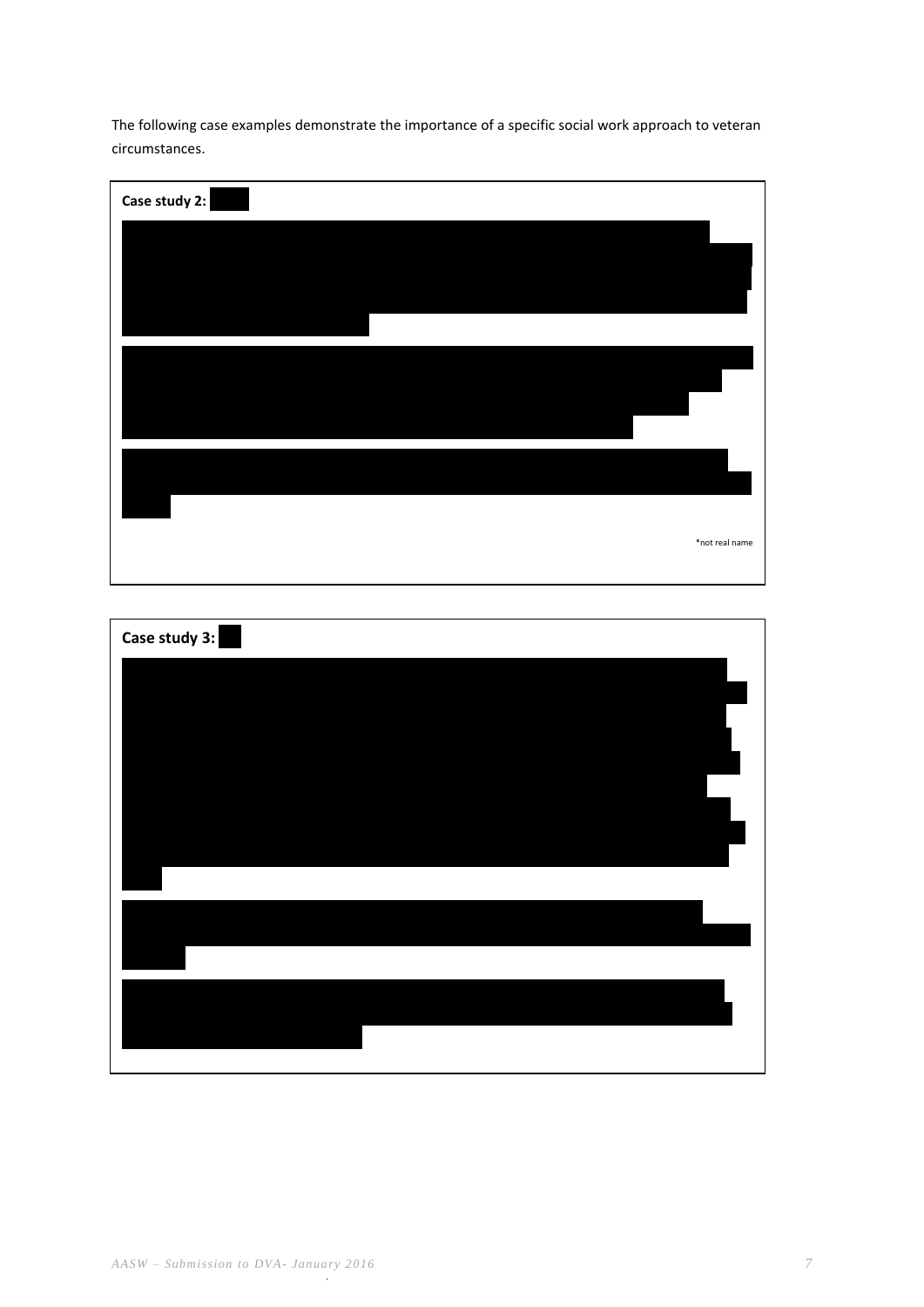The following case examples demonstrate the importance of a specific social work approach to veteran circumstances.

**Case study 2:**

*not real name

**Case study 3:**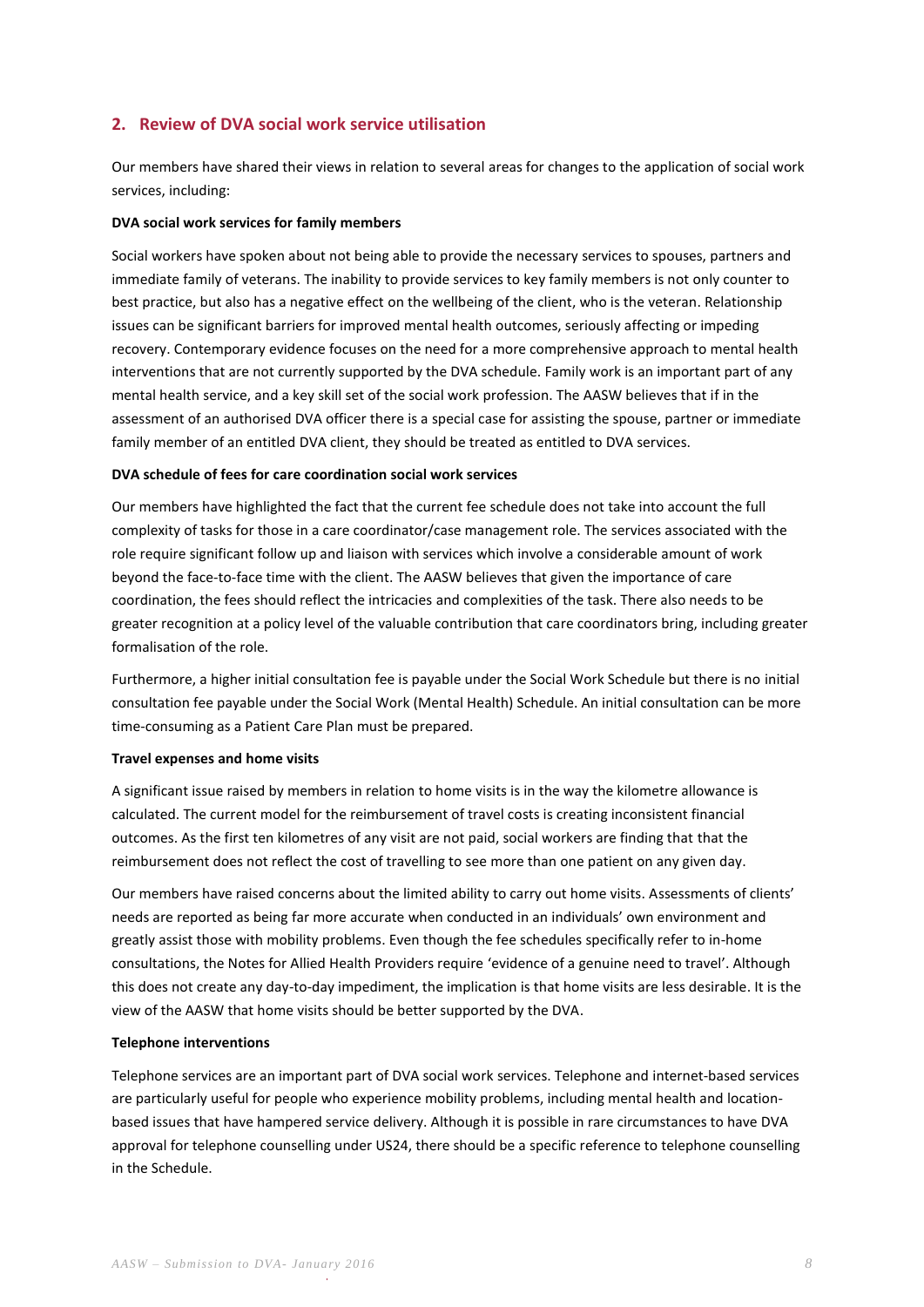## 2. Review of DVA social work service utilisation

Our members have shared their views in relation to several areas for changes to the application of social work services, including:

**DVA social work services for family members**

Social workers have spoken about not being able to provide the necessary services to spouses, partners and immediate family of veterans. The inability to provide services to key family members is not only counter to best practice, but also has a negative effect on the wellbeing of the client, who is the veteran. Relationship issues can be significant barriers for improved mental health outcomes, seriously affecting or impeding recovery. Contemporary evidence focuses on the need for a more comprehensive approach to mental health interventions that are not currently supported by the DVA schedule. Family work is an important part of any mental health service, and a key skill set of the social work profession. The AASW believes that if in the assessment of an authorised DVA officer there is a special case for assisting the spouse, partner or immediate family member of an entitled DVA client, they should be treated as entitled to DVA services.

**DVA schedule of fees for care coordination social work services**

Our members have highlighted the fact that the current fee schedule does not take into account the full complexity of tasks for those in a care coordinator/case management role. The services associated with the role require significant follow up and liaison with services which involve a considerable amount of work beyond the face-to-face time with the client. The AASW believes that given the importance of care coordination, the fees should reflect the intricacies and complexities of the task. There also needs to be greater recognition at a policy level of the valuable contribution that care coordinators bring, including greater formalisation of the role.

Furthermore, a higher initial consultation fee is payable under the Social Work Schedule but there is no initial consultation fee payable under the Social Work (Mental Health) Schedule. An initial consultation can be more time-consuming as a Patient Care Plan must be prepared.

**Travel expenses and home visits**

A significant issue raised by members in relation to home visits is in the way the kilometre allowance is calculated. The current model for the reimbursement of travel costs is creating inconsistent financial outcomes. As the first ten kilometres of any visit are not paid, social workers are finding that that the reimbursement does not reflect the cost of travelling to see more than one patient on any given day.

Our members have raised concerns about the limited ability to carry out home visits. Assessments of clients' needs are reported as being far more accurate when conducted in an individuals' own environment and greatly assist those with mobility problems. Even though the fee schedules specifically refer to in-home consultations, the Notes for Allied Health Providers require 'evidence of a genuine need to travel'. Although this does not create any day-to-day impediment, the implication is that home visits are less desirable. It is the view of the AASW that home visits should be better supported by the DVA.

**Telephone interventions**

Telephone services are an important part of DVA social work services. Telephone and internet-based services are particularly useful for people who experience mobility problems, including mental health and location-based issues that have hampered service delivery. Although it is possible in rare circumstances to have DVA approval for telephone counselling under US24, there should be a specific reference to telephone counselling in the Schedule.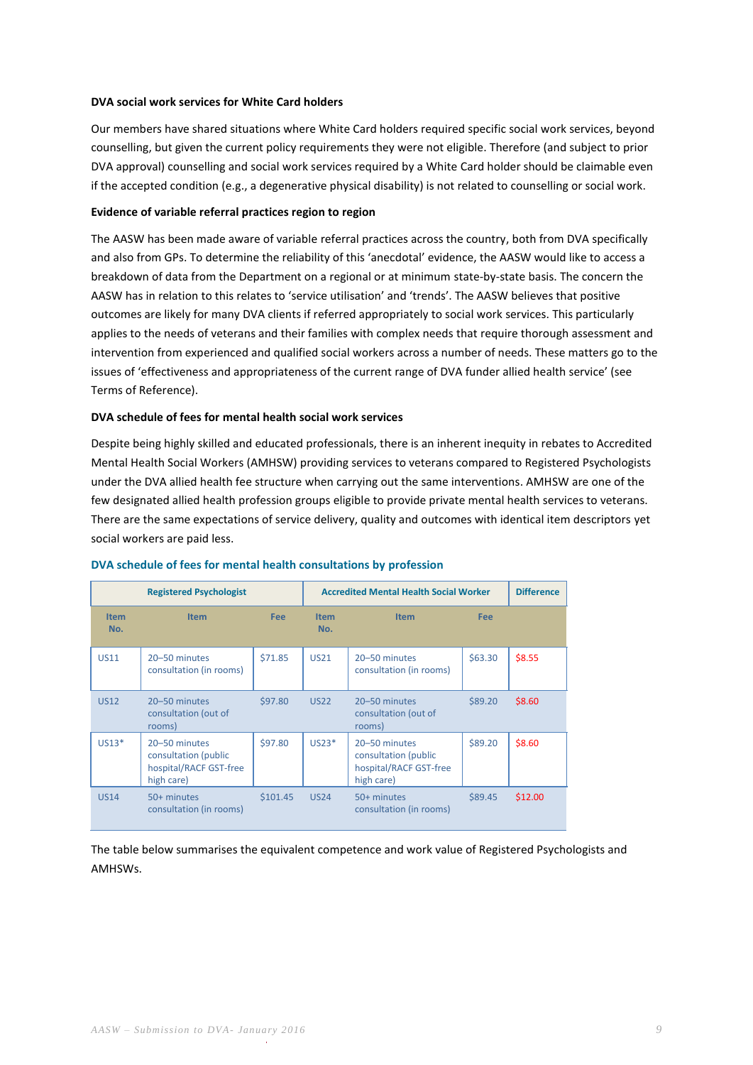**DVA social work services for White Card holders**

Our members have shared situations where White Card holders required specific social work services, beyond counselling, but given the current policy requirements they were not eligible. Therefore (and subject to prior DVA approval) counselling and social work services required by a White Card holder should be claimable even if the accepted condition (e.g., a degenerative physical disability) is not related to counselling or social work.

**Evidence of variable referral practices region to region**

The AASW has been made aware of variable referral practices across the country, both from DVA specifically and also from GPs. To determine the reliability of this 'anecdotal' evidence, the AASW would like to access a breakdown of data from the Department on a regional or at minimum state-by-state basis. The concern the AASW has in relation to this relates to 'service utilisation' and 'trends'. The AASW believes that positive outcomes are likely for many DVA clients if referred appropriately to social work services. This particularly applies to the needs of veterans and their families with complex needs that require thorough assessment and intervention from experienced and qualified social workers across a number of needs. These matters go to the issues of 'effectiveness and appropriateness of the current range of DVA funder allied health service' (see Terms of Reference).

**DVA schedule of fees for mental health social work services**

Despite being highly skilled and educated professionals, there is an inherent inequity in rebates to Accredited Mental Health Social Workers (AMHSW) providing services to veterans compared to Registered Psychologists under the DVA allied health fee structure when carrying out the same interventions. AMHSW are one of the few designated allied health profession groups eligible to provide private mental health services to veterans. There are the same expectations of service delivery, quality and outcomes with identical item descriptors yet social workers are paid less.

**DVA schedule of fees for mental health consultations by profession**

| Registered Psychologist | | | Accredited Mental Health Social Worker | | | Difference |
|---|---|---|---|---|---|---|
| Item No. | Item | Fee | Item No. | Item | Fee | |
| US11 | 20–50 minutes consultation (in rooms) | $71.85 | US21 | 20–50 minutes consultation (in rooms) | $63.30 | $8.55 |
| US12 | 20–50 minutes consultation (out of rooms) | $97.80 | US22 | 20–50 minutes consultation (out of rooms) | $89.20 | $8.60 |
| US13* | 20–50 minutes consultation (public hospital/RACF GST-free high care) | $97.80 | US23* | 20–50 minutes consultation (public hospital/RACF GST-free high care) | $89.20 | $8.60 |
| US14 | 50+ minutes consultation (in rooms) | $101.45 | US24 | 50+ minutes consultation (in rooms) | $89.45 | $12.00 |

The table below summarises the equivalent competence and work value of Registered Psychologists and AMHSWs.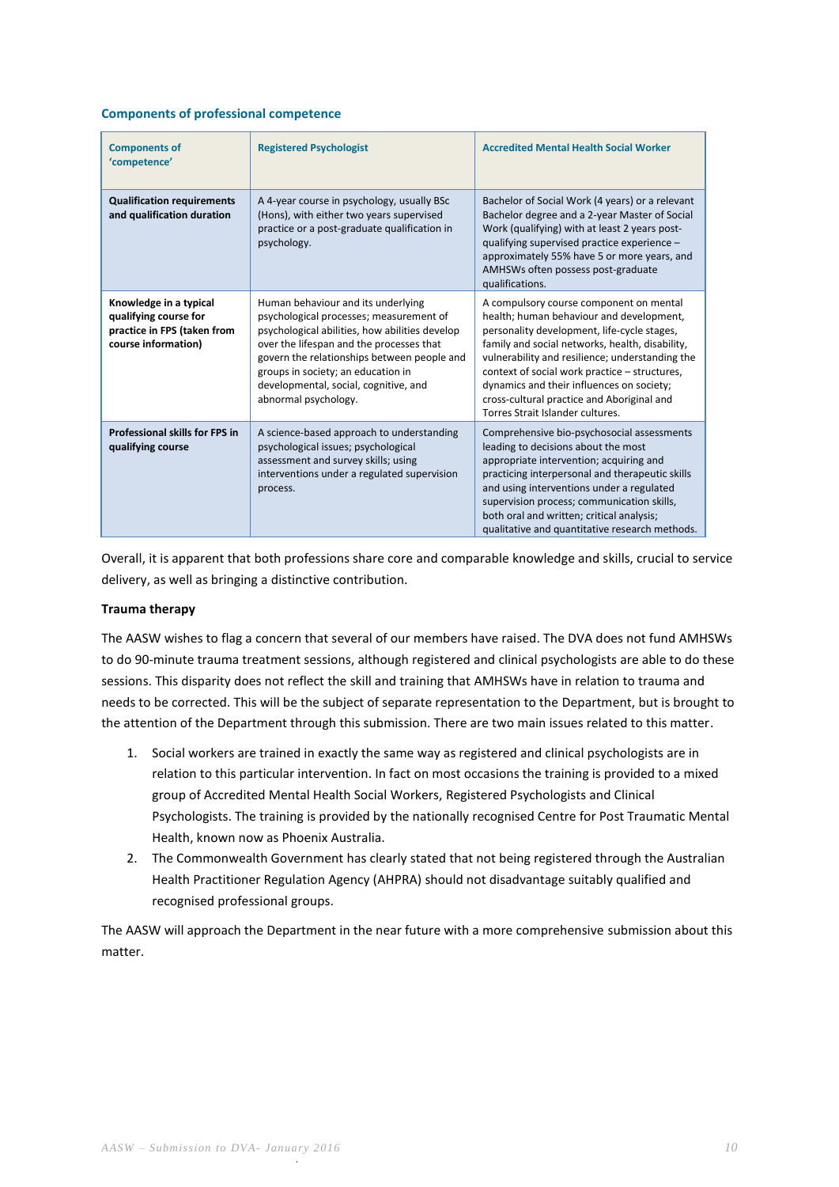### Components of professional competence

| Components of 'competence' | Registered Psychologist | Accredited Mental Health Social Worker |
|---|---|---|
| **Qualification requirements and qualification duration** | A 4-year course in psychology, usually BSc (Hons), with either two years supervised practice or a post-graduate qualification in psychology. | Bachelor of Social Work (4 years) or a relevant Bachelor degree and a 2-year Master of Social Work (qualifying) with at least 2 years post-qualifying supervised practice experience – approximately 55% have 5 or more years, and AMHSWs often possess post-graduate qualifications. |
| **Knowledge in a typical qualifying course for practice in FPS (taken from course information)** | Human behaviour and its underlying psychological processes; measurement of psychological abilities, how abilities develop over the lifespan and the processes that govern the relationships between people and groups in society; an education in developmental, social, cognitive, and abnormal psychology. | A compulsory course component on mental health; human behaviour and development, personality development, life-cycle stages, family and social networks, health, disability, vulnerability and resilience; understanding the context of social work practice – structures, dynamics and their influences on society; cross-cultural practice and Aboriginal and Torres Strait Islander cultures. |
| **Professional skills for FPS in qualifying course** | A science-based approach to understanding psychological issues; psychological assessment and survey skills; using interventions under a regulated supervision process. | Comprehensive bio-psychosocial assessments leading to decisions about the most appropriate intervention; acquiring and practicing interpersonal and therapeutic skills and using interventions under a regulated supervision process; communication skills, both oral and written; critical analysis; qualitative and quantitative research methods. |

Overall, it is apparent that both professions share core and comparable knowledge and skills, crucial to service delivery, as well as bringing a distinctive contribution.

**Trauma therapy**

The AASW wishes to flag a concern that several of our members have raised. The DVA does not fund AMHSWs to do 90-minute trauma treatment sessions, although registered and clinical psychologists are able to do these sessions. This disparity does not reflect the skill and training that AMHSWs have in relation to trauma and needs to be corrected. This will be the subject of separate representation to the Department, but is brought to the attention of the Department through this submission. There are two main issues related to this matter.

1. Social workers are trained in exactly the same way as registered and clinical psychologists are in relation to this particular intervention. In fact on most occasions the training is provided to a mixed group of Accredited Mental Health Social Workers, Registered Psychologists and Clinical Psychologists. The training is provided by the nationally recognised Centre for Post Traumatic Mental Health, known now as Phoenix Australia.
2. The Commonwealth Government has clearly stated that not being registered through the Australian Health Practitioner Regulation Agency (AHPRA) should not disadvantage suitably qualified and recognised professional groups.

The AASW will approach the Department in the near future with a more comprehensive submission about this matter.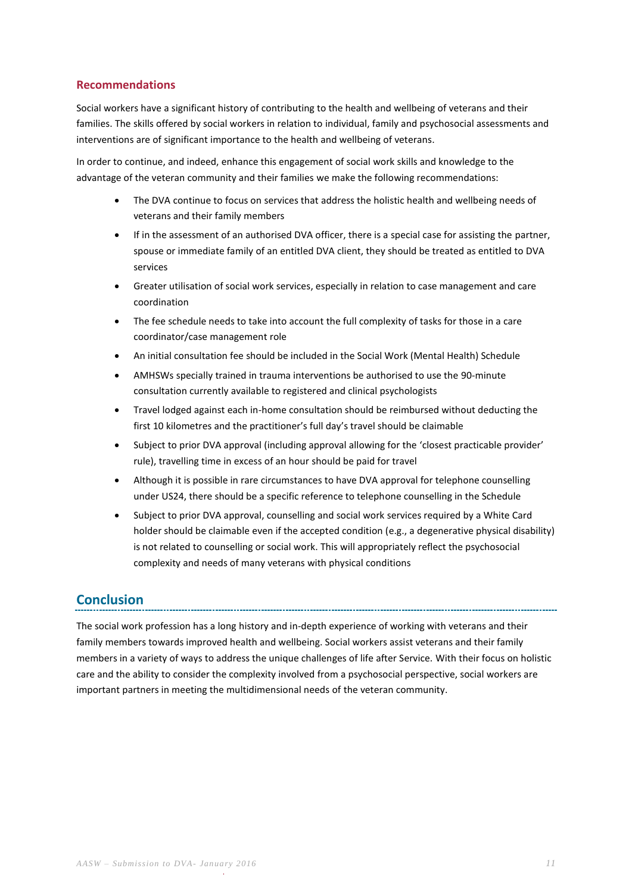## Recommendations

Social workers have a significant history of contributing to the health and wellbeing of veterans and their families. The skills offered by social workers in relation to individual, family and psychosocial assessments and interventions are of significant importance to the health and wellbeing of veterans.

In order to continue, and indeed, enhance this engagement of social work skills and knowledge to the advantage of the veteran community and their families we make the following recommendations:

- The DVA continue to focus on services that address the holistic health and wellbeing needs of veterans and their family members
- If in the assessment of an authorised DVA officer, there is a special case for assisting the partner, spouse or immediate family of an entitled DVA client, they should be treated as entitled to DVA services
- Greater utilisation of social work services, especially in relation to case management and care coordination
- The fee schedule needs to take into account the full complexity of tasks for those in a care coordinator/case management role
- An initial consultation fee should be included in the Social Work (Mental Health) Schedule
- AMHSWs specially trained in trauma interventions be authorised to use the 90-minute consultation currently available to registered and clinical psychologists
- Travel lodged against each in-home consultation should be reimbursed without deducting the first 10 kilometres and the practitioner's full day's travel should be claimable
- Subject to prior DVA approval (including approval allowing for the 'closest practicable provider' rule), travelling time in excess of an hour should be paid for travel
- Although it is possible in rare circumstances to have DVA approval for telephone counselling under US24, there should be a specific reference to telephone counselling in the Schedule
- Subject to prior DVA approval, counselling and social work services required by a White Card holder should be claimable even if the accepted condition (e.g., a degenerative physical disability) is not related to counselling or social work. This will appropriately reflect the psychosocial complexity and needs of many veterans with physical conditions

## Conclusion

The social work profession has a long history and in-depth experience of working with veterans and their family members towards improved health and wellbeing. Social workers assist veterans and their family members in a variety of ways to address the unique challenges of life after Service. With their focus on holistic care and the ability to consider the complexity involved from a psychosocial perspective, social workers are important partners in meeting the multidimensional needs of the veteran community.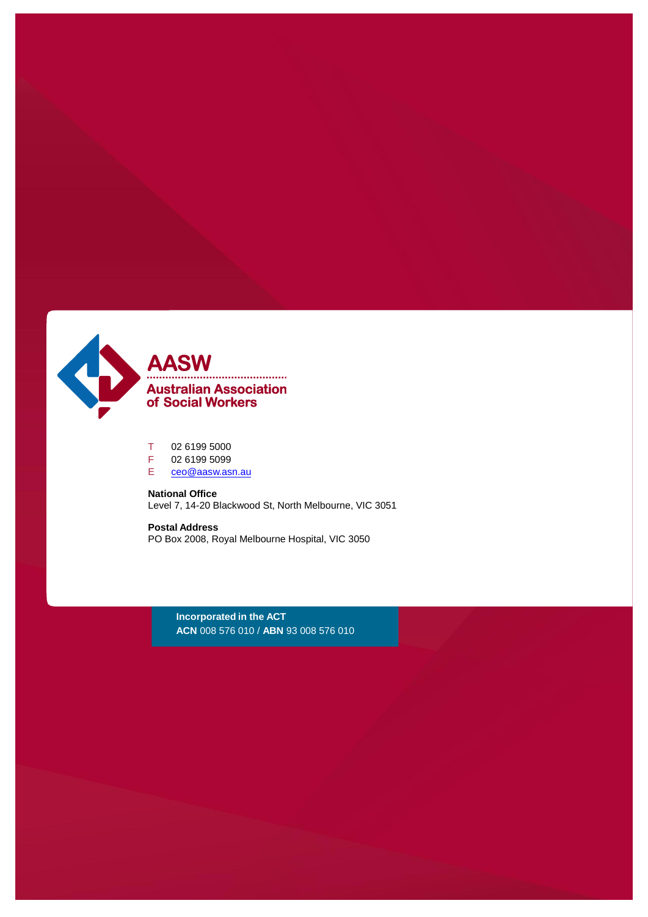**AASW**

**Australian Association of Social Workers**

T 02 6199 5000
F 02 6199 5099
E ceo@aasw.asn.au

**National Office**
Level 7, 14-20 Blackwood St, North Melbourne, VIC 3051

**Postal Address**
PO Box 2008, Royal Melbourne Hospital, VIC 3050

**Incorporated in the ACT**
**ACN** 008 576 010 / **ABN** 93 008 576 010